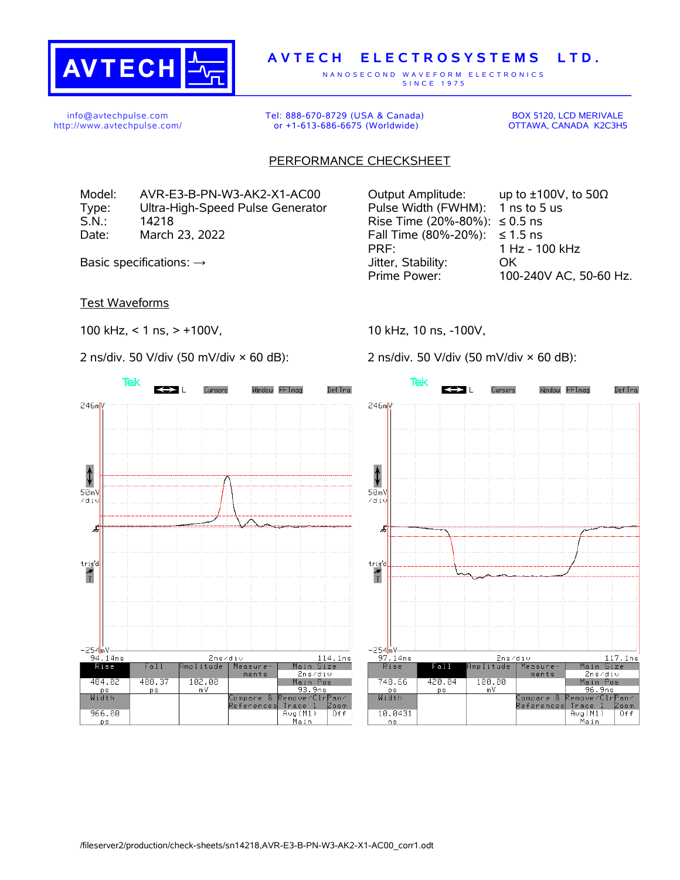# AVTECH ELECTROSYSTEMS LTD.

NANOSECOND WAVEFORM ELECTRONICS
SINCE 1975

info@avtechpulse.com
http://www.avtechpulse.com/

Tel: 888-670-8729 (USA & Canada)
or +1-613-686-6675 (Worldwide)

BOX 5120, LCD MERIVALE
OTTAWA, CANADA K2C3H5

## PERFORMANCE CHECKSHEET

Model: AVR-E3-B-PN-W3-AK2-X1-AC00
Type: Ultra-High-Speed Pulse Generator
S.N.: 14218
Date: March 23, 2022

Basic specifications: →

| | |
|---|---|
| Output Amplitude: | up to ±100V, to 50Ω |
| Pulse Width (FWHM): | 1 ns to 5 us |
| Rise Time (20%-80%): | ≤ 0.5 ns |
| Fall Time (80%-20%): | ≤ 1.5 ns |
| PRF: | 1 Hz - 100 kHz |
| Jitter, Stability: | OK |
| Prime Power: | 100-240V AC, 50-60 Hz. |

### Test Waveforms

100 kHz, < 1 ns, > +100V,

2 ns/div. 50 V/div (50 mV/div × 60 dB):

| Rise | Fall | Amplitude | Measurements | Main Size |
|---|---|---|---|---|
| 404.02 ps | 400.37 ps | 102.00 mV | | 2ns/div |
| Width | | | | Main Pos 93.9ns |
| 966.00 ps | | | | |

10 kHz, 10 ns, -100V,

2 ns/div. 50 V/div (50 mV/div × 60 dB):

| Rise | Fall | Amplitude | Measurements | Main Size |
|---|---|---|---|---|
| 740.66 ps | 420.04 ps | 100.00 mV | | 2ns/div |
| Width | | | | Main Pos 96.9ns |
| 10.0431 ns | | | | |

/fileserver2/production/check-sheets/sn14218,AVR-E3-B-PN-W3-AK2-X1-AC00_corr1.odt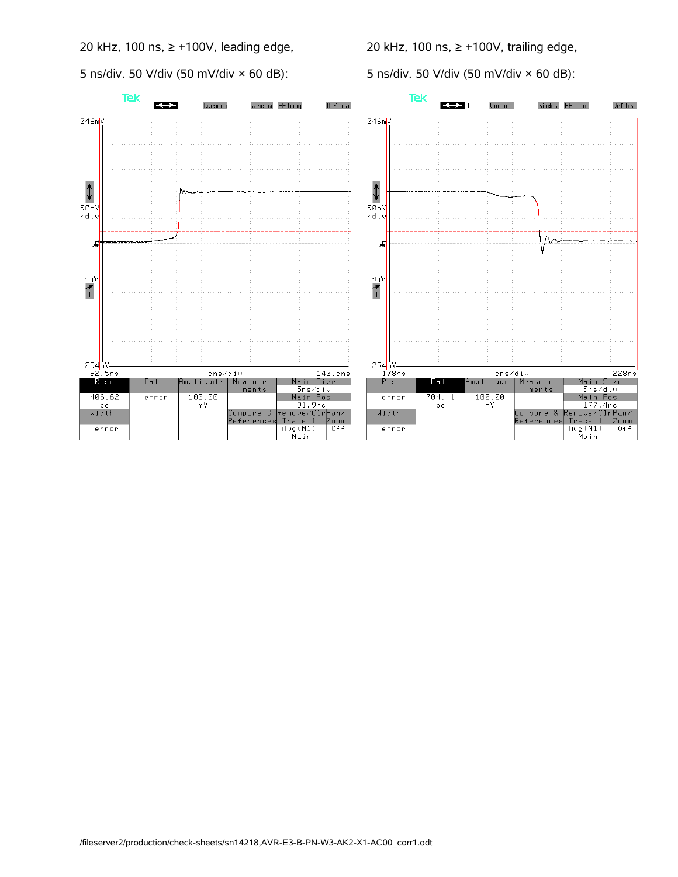20 kHz, 100 ns, ≥ +100V, leading edge,

5 ns/div. 50 V/div (50 mV/div × 60 dB):

| Rise | Fall | Amplitude | Measurements | Main Size |
|---|---|---|---|---|
| 406.62 ps | error | 100.00 mV | | 5ns/div |
| Width | | | Compare & References | Main Pos 91.9ns |
| error | | | | Remove/Clr Trace 1 Avg(M1) Main |

20 kHz, 100 ns, ≥ +100V, trailing edge,

5 ns/div. 50 V/div (50 mV/div × 60 dB):

| Rise | Fall | Amplitude | Measurements | Main Size |
|---|---|---|---|---|
| error | 704.41 ps | 102.00 mV | | 5ns/div |
| Width | | | Compare & References | Main Pos 177.4ns |
| error | | | | Remove/Clr Trace 1 Avg(M1) Main |

/fileserver2/production/check-sheets/sn14218,AVR-E3-B-PN-W3-AK2-X1-AC00_corr1.odt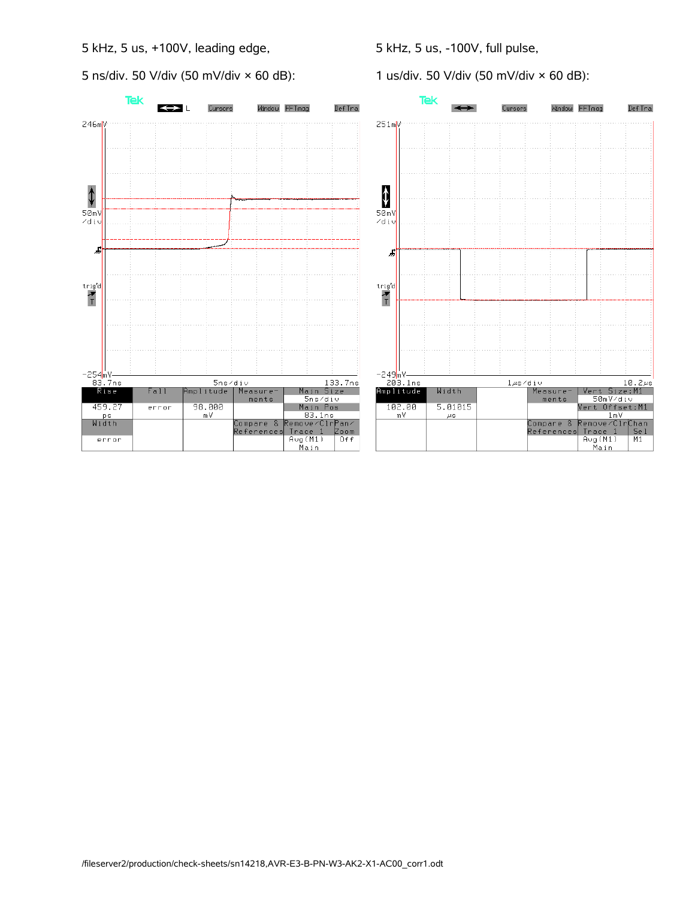5 kHz, 5 us, +100V, leading edge,

5 ns/div. 50 V/div (50 mV/div × 60 dB):

Tek

Cursors Window FFTmag DefTra

246mV

50mV /div

trig'd T

-254mV

83.7ns 5ns/div 133.7ns

Rise 459.27 ps

Fall error

Amplitude 98.000 mV

Measure-ments

Main Size 5ns/div

Main Pos 83.1ns

Width error

Compare & References

Remove/Clr Trace 1 Avg(M1) Main

Pan/Zoom Off

5 kHz, 5 us, -100V, full pulse,

1 us/div. 50 V/div (50 mV/div × 60 dB):

Tek

Cursors Window FFTmag DefTra

251mV

50mV /div

trig'd T

-249mV

203.1ns 1μs/div 10.2μs

Amplitude 102.00 mV

Width 5.01015 μs

Measure-ments

Vert Size:M1 50mV/div

Vert Offset:M1 1mV

Compare & References

Remove/Clr Trace 1 Avg(M1) Main

Chan Sel M1

/fileserver2/production/check-sheets/sn14218,AVR-E3-B-PN-W3-AK2-X1-AC00_corr1.odt